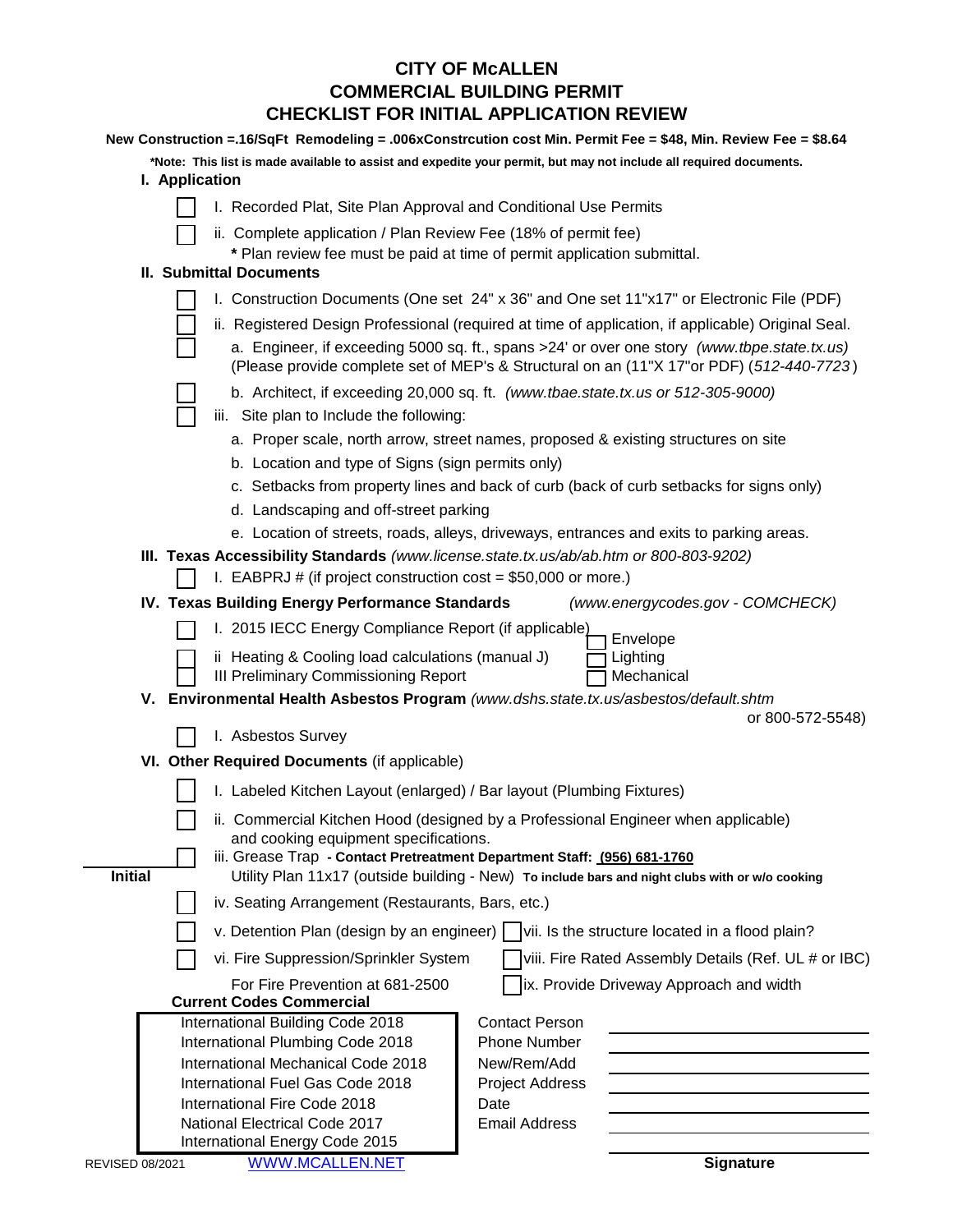# CITY OF McALLEN
## COMMERCIAL BUILDING PERMIT
## CHECKLIST FOR INITIAL APPLICATION REVIEW

**New Construction =.16/SqFt Remodeling = .006xConstrcution cost Min. Permit Fee = $48, Min. Review Fee = $8.64**

***Note: This list is made available to assist and expedite your permit, but may not include all required documents.**

### I. Application

- [ ] I. Recorded Plat, Site Plan Approval and Conditional Use Permits
- [ ] ii. Complete application / Plan Review Fee (18% of permit fee)
  - **\*** Plan review fee must be paid at time of permit application submittal.

### II. Submittal Documents

- [ ] I. Construction Documents (One set 24" x 36" and One set 11"x17" or Electronic File (PDF)
- [ ] ii. Registered Design Professional (required at time of application, if applicable) Original Seal.
- [ ] a. Engineer, if exceeding 5000 sq. ft., spans >24' or over one story *(www.tbpe.state.tx.us)* (Please provide complete set of MEP's & Structural on an (11"X 17"or PDF) (*512-440-7723*)
- [ ] b. Architect, if exceeding 20,000 sq. ft. *(www.tbae.state.tx.us or 512-305-9000)*
- [ ] iii. Site plan to Include the following:
  - a. Proper scale, north arrow, street names, proposed & existing structures on site
  - b. Location and type of Signs (sign permits only)
  - c. Setbacks from property lines and back of curb (back of curb setbacks for signs only)
  - d. Landscaping and off-street parking
  - e. Location of streets, roads, alleys, driveways, entrances and exits to parking areas.

### III. Texas Accessibility Standards *(www.license.state.tx.us/ab/ab.htm or 800-803-9202)*

- [ ] I. EABPRJ # (if project construction cost = $50,000 or more.)

### IV. Texas Building Energy Performance Standards *(www.energycodes.gov - COMCHECK)*

- [ ] I. 2015 IECC Energy Compliance Report (if applicable)
- [ ] ii Heating & Cooling load calculations (manual J)
- [ ] III Preliminary Commissioning Report

- [ ] Envelope
- [ ] Lighting
- [ ] Mechanical

### V. Environmental Health Asbestos Program *(www.dshs.state.tx.us/asbestos/default.shtm* or 800-572-5548)

- [ ] I. Asbestos Survey

### VI. Other Required Documents (if applicable)

- [ ] I. Labeled Kitchen Layout (enlarged) / Bar layout (Plumbing Fixtures)
- [ ] ii. Commercial Kitchen Hood (designed by a Professional Engineer when applicable) and cooking equipment specifications.
- [ ] iii. Grease Trap **- Contact Pretreatment Department Staff: (956) 681-1760**

**Initial** ______ Utility Plan 11x17 (outside building - New) **To include bars and night clubs with or w/o cooking**

- [ ] iv. Seating Arrangement (Restaurants, Bars, etc.)
- [ ] v. Detention Plan (design by an engineer)
- [ ] vi. Fire Suppression/Sprinkler System
  - For Fire Prevention at 681-2500
- [ ] vii. Is the structure located in a flood plain?
- [ ] viii. Fire Rated Assembly Details (Ref. UL # or IBC)
- [ ] ix. Provide Driveway Approach and width

**Current Codes Commercial**

| |
|---|
| International Building Code 2018 |
| International Plumbing Code 2018 |
| International Mechanical Code 2018 |
| International Fuel Gas Code 2018 |
| International Fire Code 2018 |
| National Electrical Code 2017 |
| International Energy Code 2015 |

Contact Person ______________________

Phone Number ______________________

New/Rem/Add ______________________

Project Address ______________________

Date ______________________

Email Address ______________________

______________________
**Signature**

REVISED 08/2021 WWW.MCALLEN.NET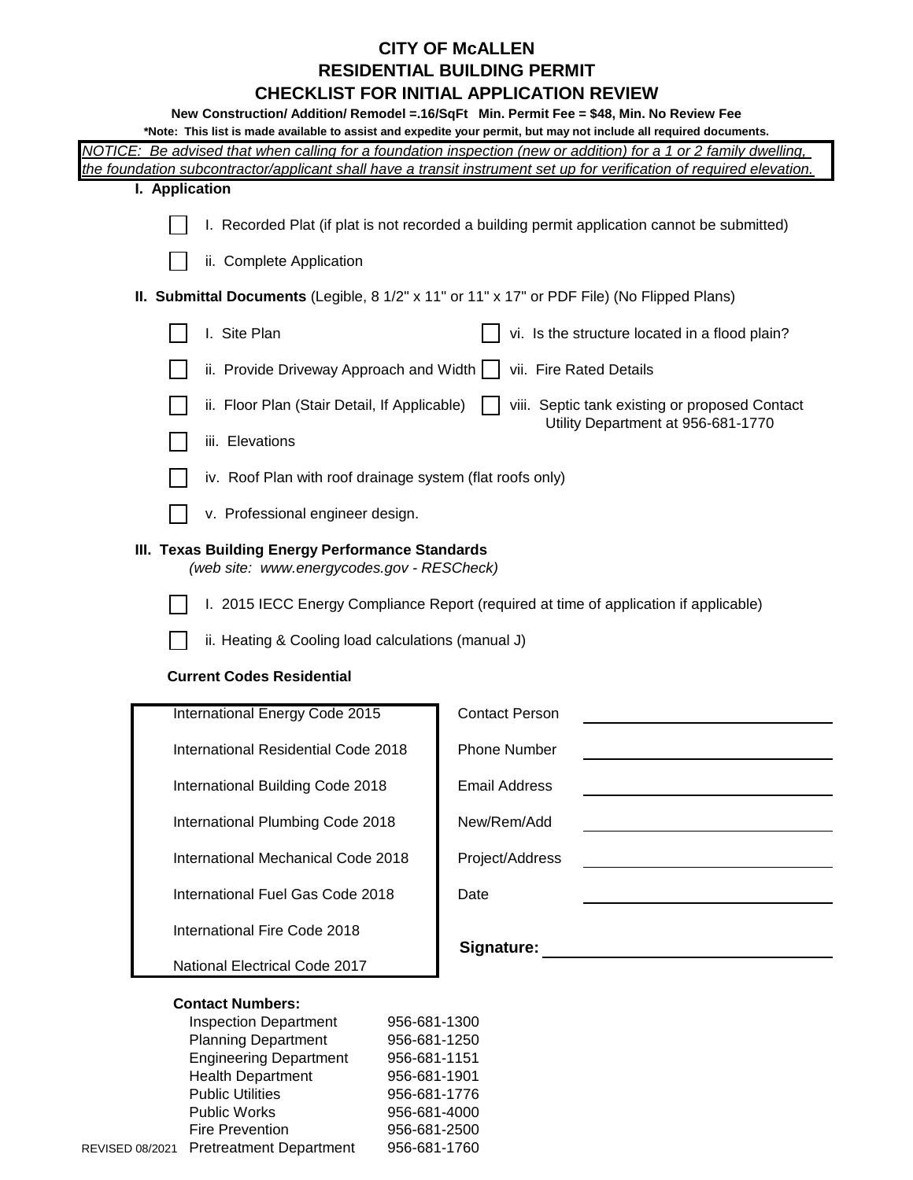# CITY OF McALLEN
## RESIDENTIAL BUILDING PERMIT
## CHECKLIST FOR INITIAL APPLICATION REVIEW

**New Construction/ Addition/ Remodel =.16/SqFt Min. Permit Fee = $48, Min. No Review Fee**

***Note: This list is made available to assist and expedite your permit, but may not include all required documents.**

*NOTICE: Be advised that when calling for a foundation inspection (new or addition) for a 1 or 2 family dwelling, the foundation subcontractor/applicant shall have a transit instrument set up for verification of required elevation.*

### I. Application

- [ ] I. Recorded Plat (if plat is not recorded a building permit application cannot be submitted)
- [ ] ii. Complete Application

### II. Submittal Documents (Legible, 8 1/2" x 11" or 11" x 17" or PDF File) (No Flipped Plans)

- [ ] I. Site Plan
- [ ] ii. Provide Driveway Approach and Width
- [ ] ii. Floor Plan (Stair Detail, If Applicable)
- [ ] iii. Elevations
- [ ] iv. Roof Plan with roof drainage system (flat roofs only)
- [ ] v. Professional engineer design.
- [ ] vi. Is the structure located in a flood plain?
- [ ] vii. Fire Rated Details
- [ ] viii. Septic tank existing or proposed Contact Utility Department at 956-681-1770

### III. Texas Building Energy Performance Standards

*(web site: www.energycodes.gov - RESCheck)*

- [ ] I. 2015 IECC Energy Compliance Report (required at time of application if applicable)
- [ ] ii. Heating & Cooling load calculations (manual J)

**Current Codes Residential**

| | | |
|---|---|---|
| International Energy Code 2015 | Contact Person | ______________ |
| International Residential Code 2018 | Phone Number | ______________ |
| International Building Code 2018 | Email Address | ______________ |
| International Plumbing Code 2018 | New/Rem/Add | ______________ |
| International Mechanical Code 2018 | Project/Address | ______________ |
| International Fuel Gas Code 2018 | Date | ______________ |
| International Fire Code 2018 | **Signature:** | ______________ |
| National Electrical Code 2017 | | |

**Contact Numbers:**

| | |
|---|---|
| Inspection Department | 956-681-1300 |
| Planning Department | 956-681-1250 |
| Engineering Department | 956-681-1151 |
| Health Department | 956-681-1901 |
| Public Utilities | 956-681-1776 |
| Public Works | 956-681-4000 |
| Fire Prevention | 956-681-2500 |
| Pretreatment Department | 956-681-1760 |

REVISED 08/2021